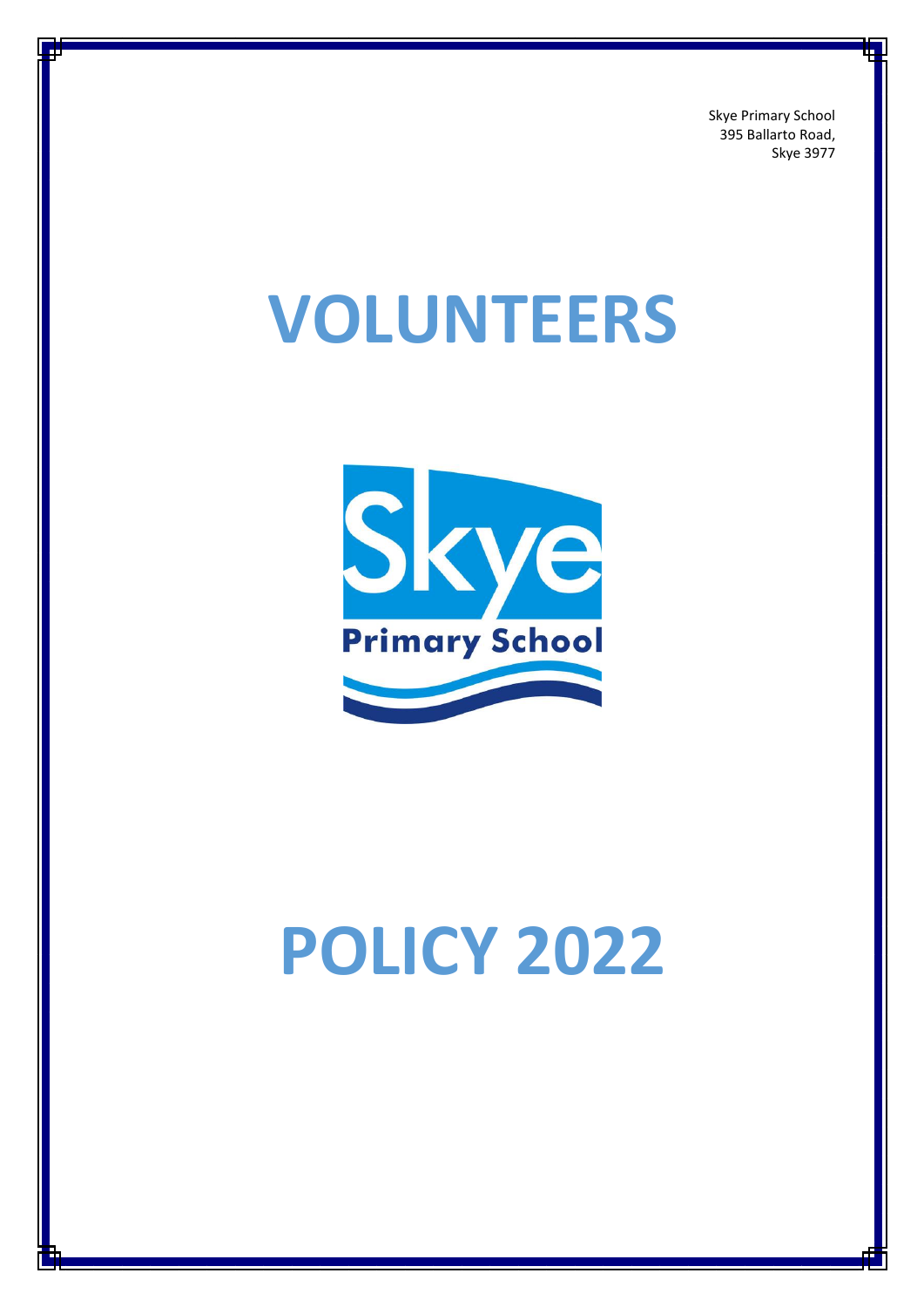Skye Primary School
395 Ballarto Road,
Skye 3977

# VOLUNTEERS

Skye

Primary School

# POLICY 2022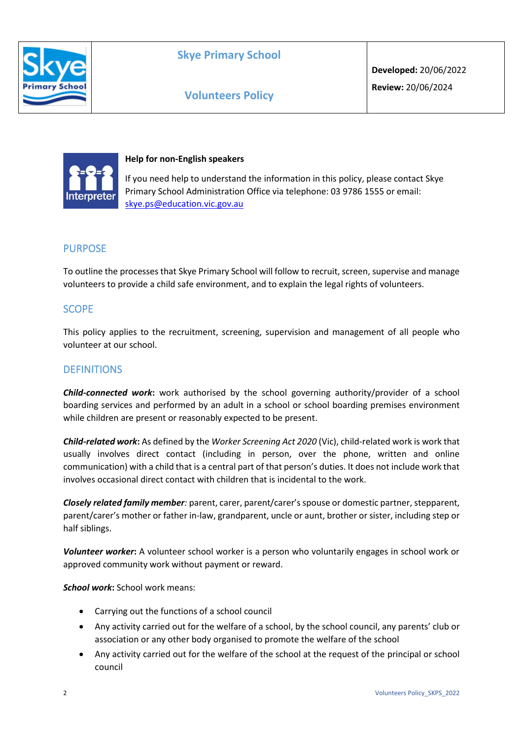| | Skye Primary School<br><br>Volunteers Policy | **Developed:** 20/06/2022<br>**Review:** 20/06/2024 |
|---|---|---|

**Help for non-English speakers**

If you need help to understand the information in this policy, please contact Skye Primary School Administration Office via telephone: 03 9786 1555 or email: skye.ps@education.vic.gov.au

## PURPOSE

To outline the processes that Skye Primary School will follow to recruit, screen, supervise and manage volunteers to provide a child safe environment, and to explain the legal rights of volunteers.

## SCOPE

This policy applies to the recruitment, screening, supervision and management of all people who volunteer at our school.

## DEFINITIONS

***Child-connected work*:** work authorised by the school governing authority/provider of a school boarding services and performed by an adult in a school or school boarding premises environment while children are present or reasonably expected to be present.

***Child-related work*:** As defined by the *Worker Screening Act 2020* (Vic), child-related work is work that usually involves direct contact (including in person, over the phone, written and online communication) with a child that is a central part of that person's duties. It does not include work that involves occasional direct contact with children that is incidental to the work.

***Closely related family member*:** parent, carer, parent/carer's spouse or domestic partner, stepparent, parent/carer's mother or father in-law, grandparent, uncle or aunt, brother or sister, including step or half siblings.

***Volunteer worker*:** A volunteer school worker is a person who voluntarily engages in school work or approved community work without payment or reward.

***School work*:** School work means:

- Carrying out the functions of a school council
- Any activity carried out for the welfare of a school, by the school council, any parents' club or association or any other body organised to promote the welfare of the school
- Any activity carried out for the welfare of the school at the request of the principal or school council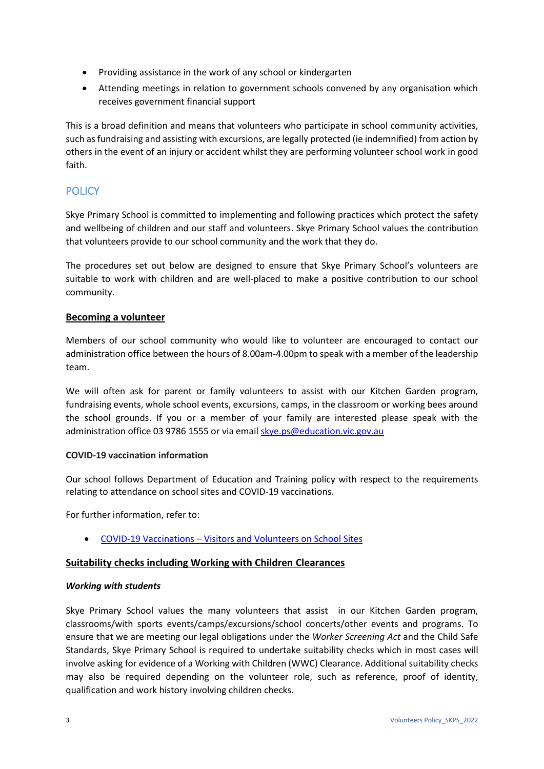- Providing assistance in the work of any school or kindergarten
- Attending meetings in relation to government schools convened by any organisation which receives government financial support

This is a broad definition and means that volunteers who participate in school community activities, such as fundraising and assisting with excursions, are legally protected (ie indemnified) from action by others in the event of an injury or accident whilst they are performing volunteer school work in good faith.

## POLICY

Skye Primary School is committed to implementing and following practices which protect the safety and wellbeing of children and our staff and volunteers. Skye Primary School values the contribution that volunteers provide to our school community and the work that they do.

The procedures set out below are designed to ensure that Skye Primary School's volunteers are suitable to work with children and are well-placed to make a positive contribution to our school community.

### Becoming a volunteer

Members of our school community who would like to volunteer are encouraged to contact our administration office between the hours of 8.00am-4.00pm to speak with a member of the leadership team.

We will often ask for parent or family volunteers to assist with our Kitchen Garden program, fundraising events, whole school events, excursions, camps, in the classroom or working bees around the school grounds. If you or a member of your family are interested please speak with the administration office 03 9786 1555 or via email skye.ps@education.vic.gov.au

**COVID-19 vaccination information**

Our school follows Department of Education and Training policy with respect to the requirements relating to attendance on school sites and COVID-19 vaccinations.

For further information, refer to:

- COVID-19 Vaccinations – Visitors and Volunteers on School Sites

### Suitability checks including Working with Children Clearances

***Working with students***

Skye Primary School values the many volunteers that assist in our Kitchen Garden program, classrooms/with sports events/camps/excursions/school concerts/other events and programs. To ensure that we are meeting our legal obligations under the *Worker Screening Act* and the Child Safe Standards, Skye Primary School is required to undertake suitability checks which in most cases will involve asking for evidence of a Working with Children (WWC) Clearance. Additional suitability checks may also be required depending on the volunteer role, such as reference, proof of identity, qualification and work history involving children checks.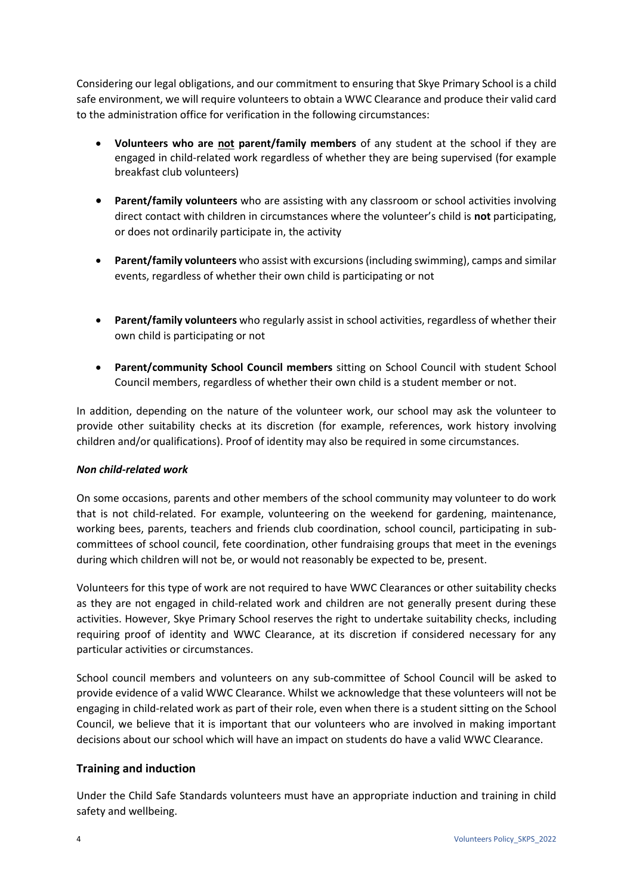Considering our legal obligations, and our commitment to ensuring that Skye Primary School is a child safe environment, we will require volunteers to obtain a WWC Clearance and produce their valid card to the administration office for verification in the following circumstances:

- **Volunteers who are <u>not</u> parent/family members** of any student at the school if they are engaged in child-related work regardless of whether they are being supervised (for example breakfast club volunteers)
- **Parent/family volunteers** who are assisting with any classroom or school activities involving direct contact with children in circumstances where the volunteer's child is **not** participating, or does not ordinarily participate in, the activity
- **Parent/family volunteers** who assist with excursions (including swimming), camps and similar events, regardless of whether their own child is participating or not
- **Parent/family volunteers** who regularly assist in school activities, regardless of whether their own child is participating or not
- **Parent/community School Council members** sitting on School Council with student School Council members, regardless of whether their own child is a student member or not.

In addition, depending on the nature of the volunteer work, our school may ask the volunteer to provide other suitability checks at its discretion (for example, references, work history involving children and/or qualifications). Proof of identity may also be required in some circumstances.

***Non child-related work***

On some occasions, parents and other members of the school community may volunteer to do work that is not child-related. For example, volunteering on the weekend for gardening, maintenance, working bees, parents, teachers and friends club coordination, school council, participating in sub-committees of school council, fete coordination, other fundraising groups that meet in the evenings during which children will not be, or would not reasonably be expected to be, present.

Volunteers for this type of work are not required to have WWC Clearances or other suitability checks as they are not engaged in child-related work and children are not generally present during these activities. However, Skye Primary School reserves the right to undertake suitability checks, including requiring proof of identity and WWC Clearance, at its discretion if considered necessary for any particular activities or circumstances.

School council members and volunteers on any sub-committee of School Council will be asked to provide evidence of a valid WWC Clearance. Whilst we acknowledge that these volunteers will not be engaging in child-related work as part of their role, even when there is a student sitting on the School Council, we believe that it is important that our volunteers who are involved in making important decisions about our school which will have an impact on students do have a valid WWC Clearance.

## Training and induction

Under the Child Safe Standards volunteers must have an appropriate induction and training in child safety and wellbeing.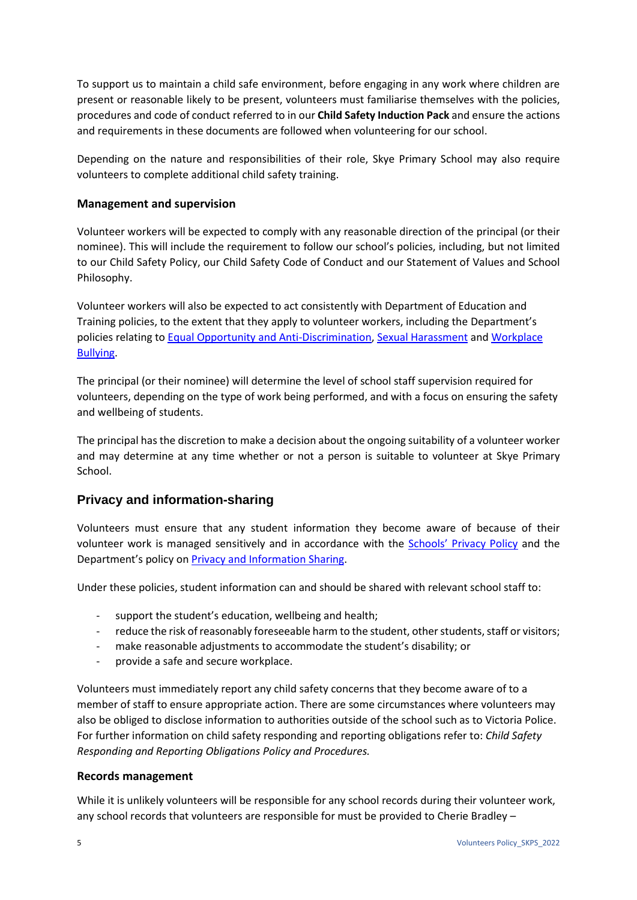To support us to maintain a child safe environment, before engaging in any work where children are present or reasonable likely to be present, volunteers must familiarise themselves with the policies, procedures and code of conduct referred to in our **Child Safety Induction Pack** and ensure the actions and requirements in these documents are followed when volunteering for our school.

Depending on the nature and responsibilities of their role, Skye Primary School may also require volunteers to complete additional child safety training.

### Management and supervision

Volunteer workers will be expected to comply with any reasonable direction of the principal (or their nominee). This will include the requirement to follow our school's policies, including, but not limited to our Child Safety Policy, our Child Safety Code of Conduct and our Statement of Values and School Philosophy.

Volunteer workers will also be expected to act consistently with Department of Education and Training policies, to the extent that they apply to volunteer workers, including the Department's policies relating to [Equal Opportunity and Anti-Discrimination](), [Sexual Harassment]() and [Workplace Bullying]().

The principal (or their nominee) will determine the level of school staff supervision required for volunteers, depending on the type of work being performed, and with a focus on ensuring the safety and wellbeing of students.

The principal has the discretion to make a decision about the ongoing suitability of a volunteer worker and may determine at any time whether or not a person is suitable to volunteer at Skye Primary School.

## Privacy and information-sharing

Volunteers must ensure that any student information they become aware of because of their volunteer work is managed sensitively and in accordance with the [Schools' Privacy Policy]() and the Department's policy on [Privacy and Information Sharing]().

Under these policies, student information can and should be shared with relevant school staff to:

- support the student's education, wellbeing and health;
- reduce the risk of reasonably foreseeable harm to the student, other students, staff or visitors;
- make reasonable adjustments to accommodate the student's disability; or
- provide a safe and secure workplace.

Volunteers must immediately report any child safety concerns that they become aware of to a member of staff to ensure appropriate action. There are some circumstances where volunteers may also be obliged to disclose information to authorities outside of the school such as to Victoria Police. For further information on child safety responding and reporting obligations refer to: *Child Safety Responding and Reporting Obligations Policy and Procedures.*

### Records management

While it is unlikely volunteers will be responsible for any school records during their volunteer work, any school records that volunteers are responsible for must be provided to Cherie Bradley –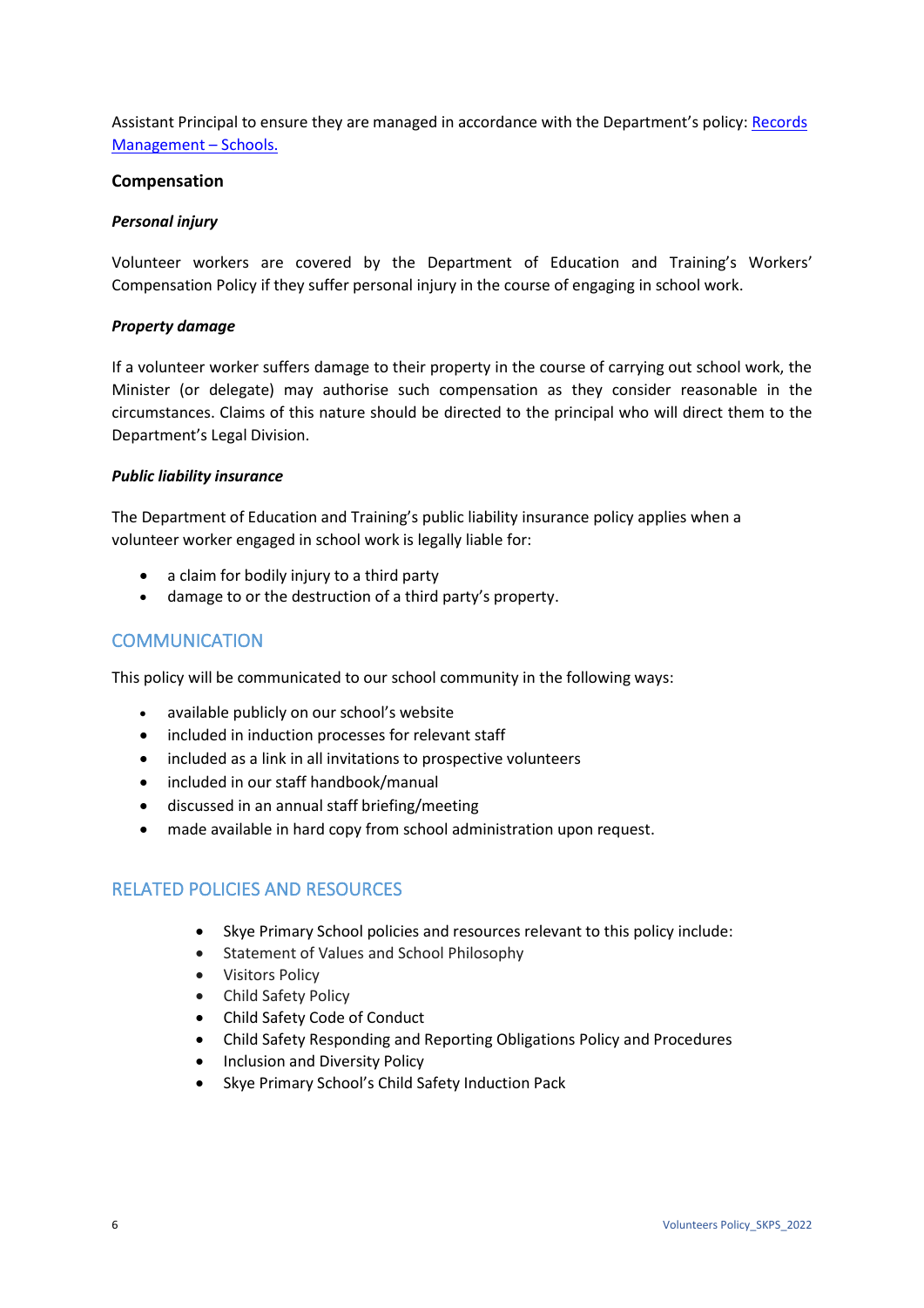Assistant Principal to ensure they are managed in accordance with the Department's policy: [Records Management – Schools.]

### Compensation

#### *Personal injury*

Volunteer workers are covered by the Department of Education and Training's Workers' Compensation Policy if they suffer personal injury in the course of engaging in school work.

#### *Property damage*

If a volunteer worker suffers damage to their property in the course of carrying out school work, the Minister (or delegate) may authorise such compensation as they consider reasonable in the circumstances. Claims of this nature should be directed to the principal who will direct them to the Department's Legal Division.

#### *Public liability insurance*

The Department of Education and Training's public liability insurance policy applies when a volunteer worker engaged in school work is legally liable for:

- a claim for bodily injury to a third party
- damage to or the destruction of a third party's property.

## COMMUNICATION

This policy will be communicated to our school community in the following ways:

- available publicly on our school's website
- included in induction processes for relevant staff
- included as a link in all invitations to prospective volunteers
- included in our staff handbook/manual
- discussed in an annual staff briefing/meeting
- made available in hard copy from school administration upon request.

## RELATED POLICIES AND RESOURCES

- Skye Primary School policies and resources relevant to this policy include:
- Statement of Values and School Philosophy
- Visitors Policy
- Child Safety Policy
- Child Safety Code of Conduct
- Child Safety Responding and Reporting Obligations Policy and Procedures
- Inclusion and Diversity Policy
- Skye Primary School's Child Safety Induction Pack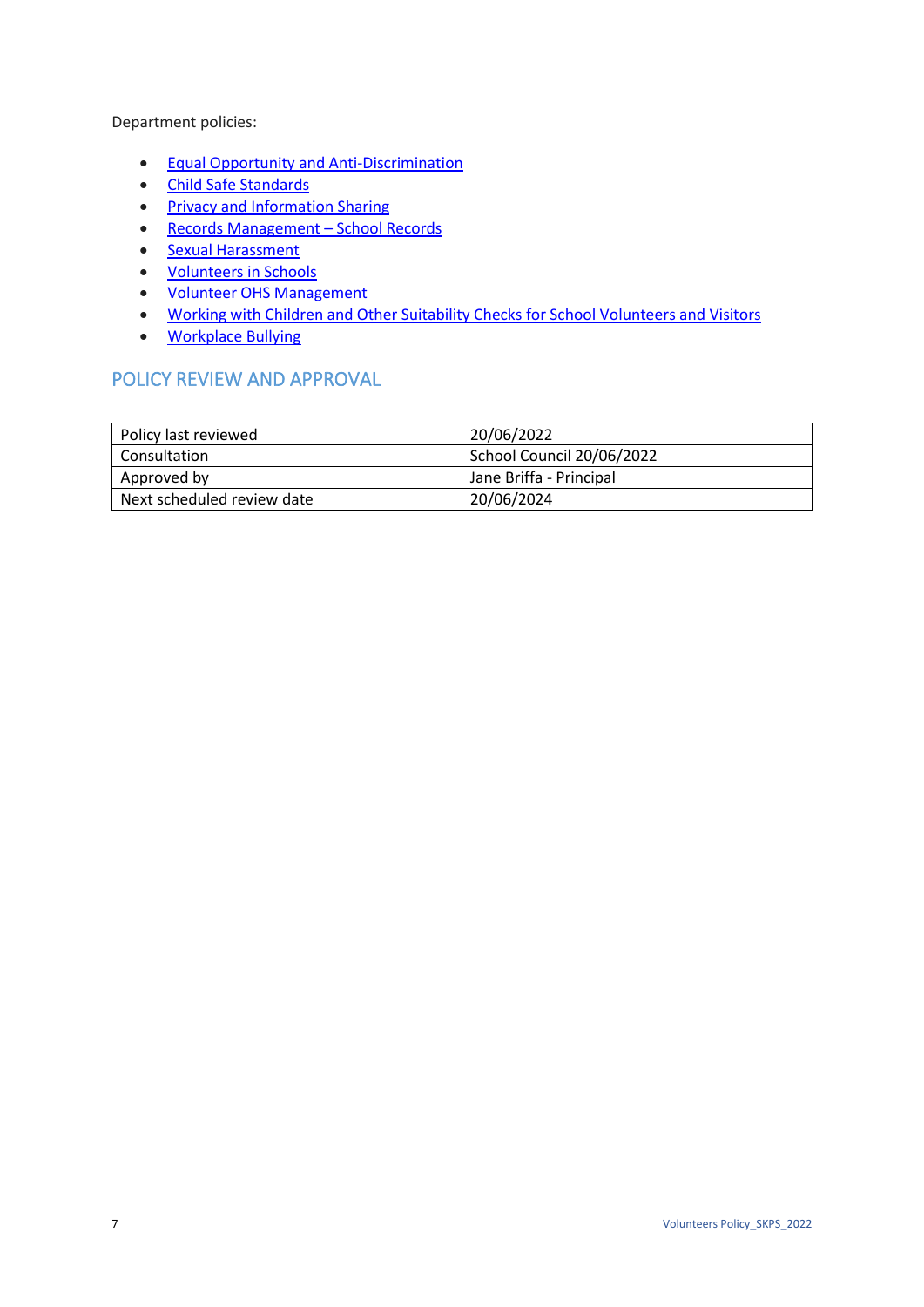Department policies:

- [Equal Opportunity and Anti-Discrimination]
- [Child Safe Standards]
- [Privacy and Information Sharing]
- [Records Management – School Records]
- [Sexual Harassment]
- [Volunteers in Schools]
- [Volunteer OHS Management]
- [Working with Children and Other Suitability Checks for School Volunteers and Visitors]
- [Workplace Bullying]

## POLICY REVIEW AND APPROVAL

| | |
|---|---|
| Policy last reviewed | 20/06/2022 |
| Consultation | School Council 20/06/2022 |
| Approved by | Jane Briffa - Principal |
| Next scheduled review date | 20/06/2024 |